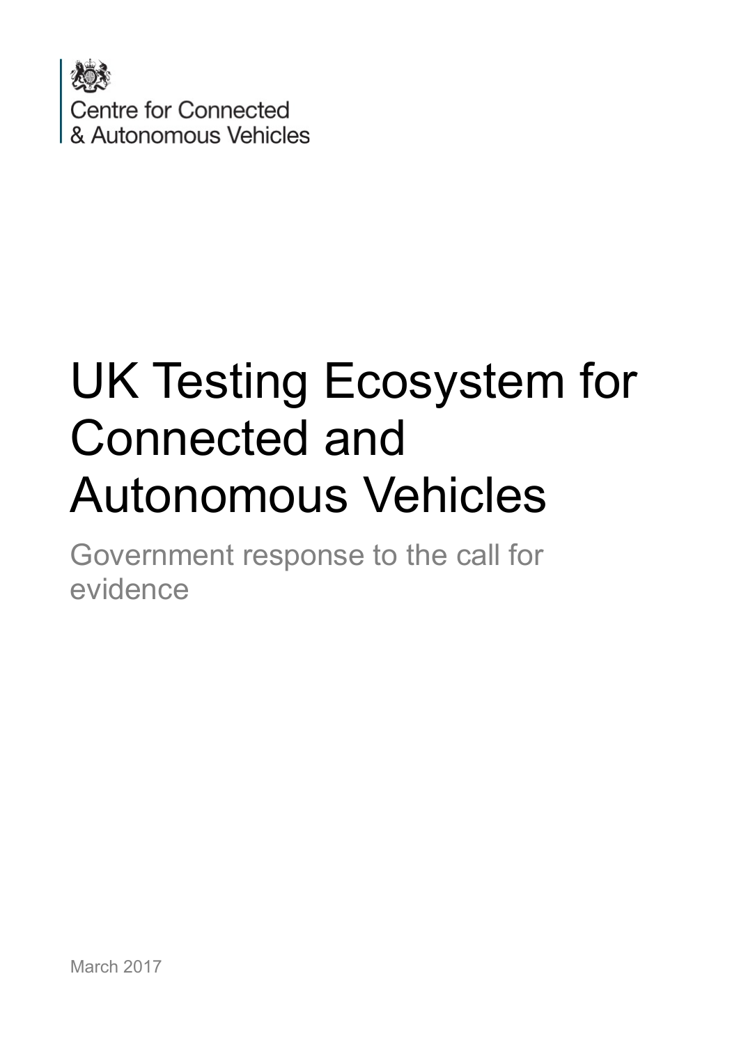Centre for Connected & Autonomous Vehicles

# UK Testing Ecosystem for Connected and Autonomous Vehicles

Government response to the call for evidence

March 2017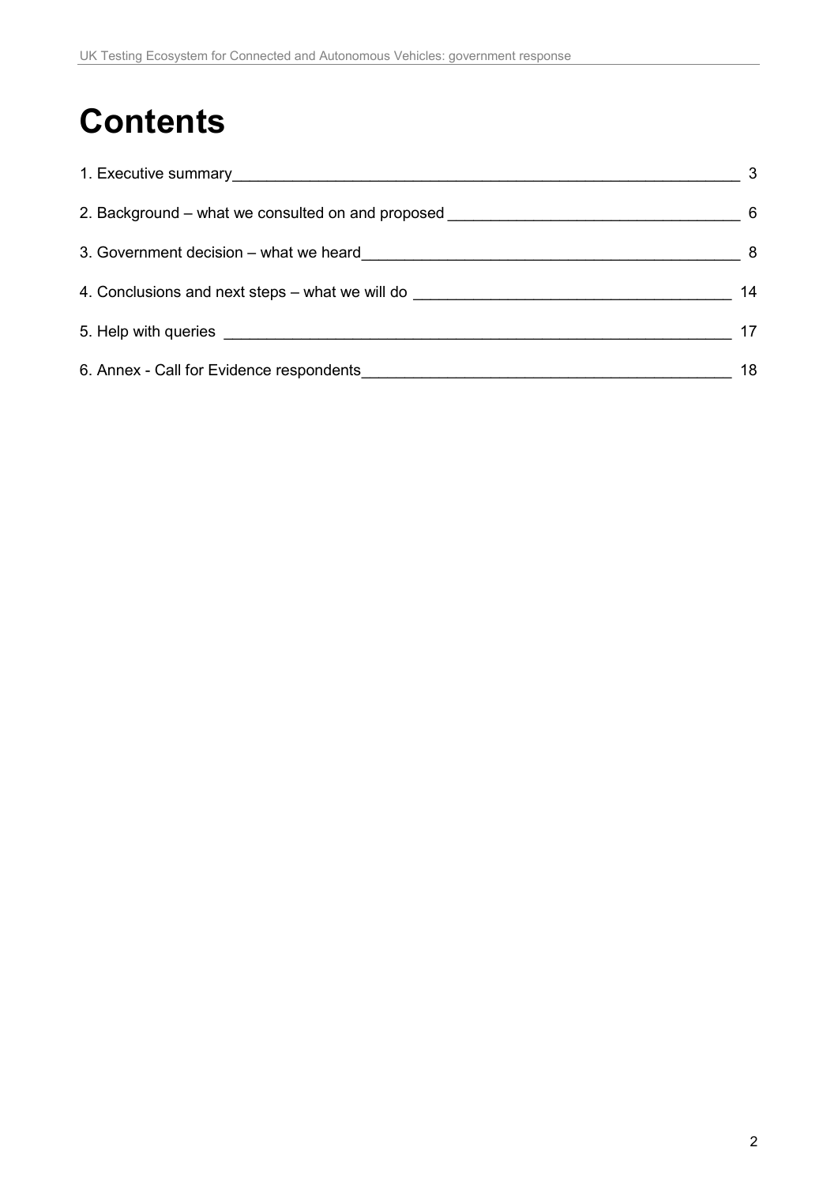# Contents

1. Executive summary 3

2. Background – what we consulted on and proposed 6

3. Government decision – what we heard 8

4. Conclusions and next steps – what we will do 14

5. Help with queries 17

6. Annex - Call for Evidence respondents 18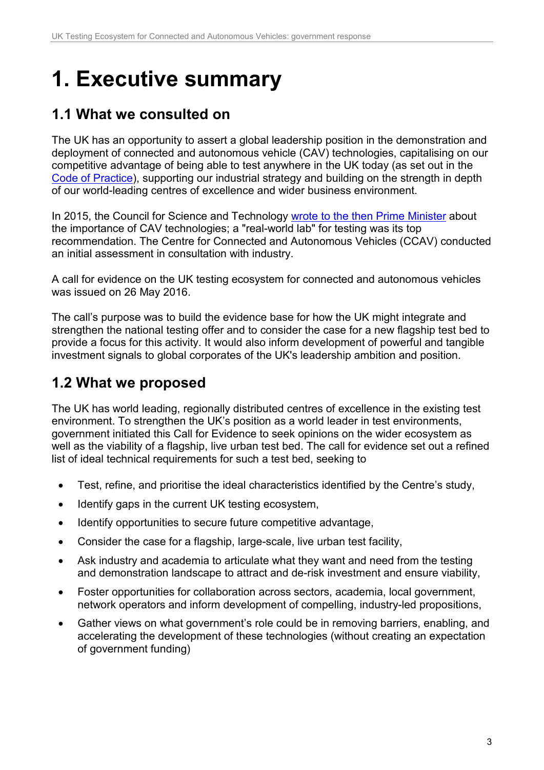# 1. Executive summary

## 1.1 What we consulted on

The UK has an opportunity to assert a global leadership position in the demonstration and deployment of connected and autonomous vehicle (CAV) technologies, capitalising on our competitive advantage of being able to test anywhere in the UK today (as set out in the Code of Practice), supporting our industrial strategy and building on the strength in depth of our world-leading centres of excellence and wider business environment.

In 2015, the Council for Science and Technology wrote to the then Prime Minister about the importance of CAV technologies; a "real-world lab" for testing was its top recommendation. The Centre for Connected and Autonomous Vehicles (CCAV) conducted an initial assessment in consultation with industry.

A call for evidence on the UK testing ecosystem for connected and autonomous vehicles was issued on 26 May 2016.

The call's purpose was to build the evidence base for how the UK might integrate and strengthen the national testing offer and to consider the case for a new flagship test bed to provide a focus for this activity. It would also inform development of powerful and tangible investment signals to global corporates of the UK's leadership ambition and position.

## 1.2 What we proposed

The UK has world leading, regionally distributed centres of excellence in the existing test environment. To strengthen the UK's position as a world leader in test environments, government initiated this Call for Evidence to seek opinions on the wider ecosystem as well as the viability of a flagship, live urban test bed. The call for evidence set out a refined list of ideal technical requirements for such a test bed, seeking to

- Test, refine, and prioritise the ideal characteristics identified by the Centre's study,
- Identify gaps in the current UK testing ecosystem,
- Identify opportunities to secure future competitive advantage,
- Consider the case for a flagship, large-scale, live urban test facility,
- Ask industry and academia to articulate what they want and need from the testing and demonstration landscape to attract and de-risk investment and ensure viability,
- Foster opportunities for collaboration across sectors, academia, local government, network operators and inform development of compelling, industry-led propositions,
- Gather views on what government's role could be in removing barriers, enabling, and accelerating the development of these technologies (without creating an expectation of government funding)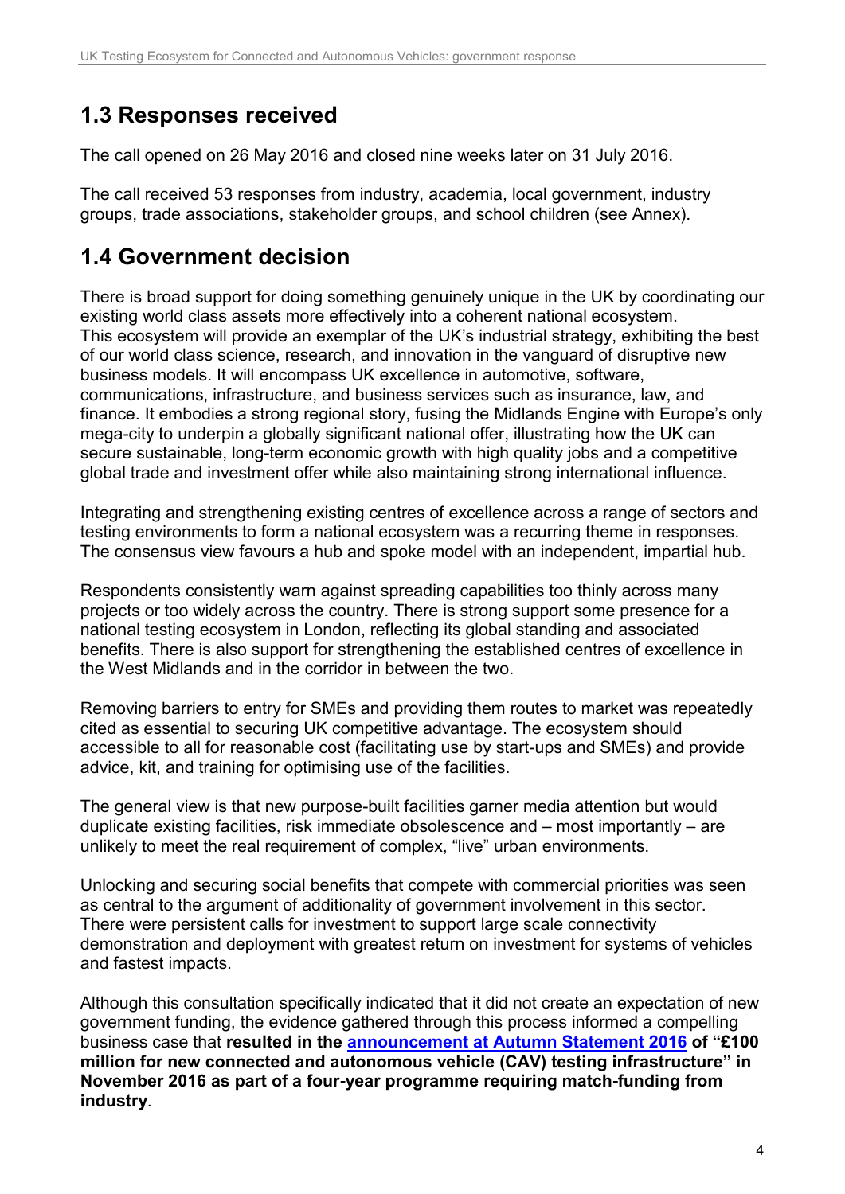## 1.3 Responses received

The call opened on 26 May 2016 and closed nine weeks later on 31 July 2016.

The call received 53 responses from industry, academia, local government, industry groups, trade associations, stakeholder groups, and school children (see Annex).

## 1.4 Government decision

There is broad support for doing something genuinely unique in the UK by coordinating our existing world class assets more effectively into a coherent national ecosystem. This ecosystem will provide an exemplar of the UK's industrial strategy, exhibiting the best of our world class science, research, and innovation in the vanguard of disruptive new business models. It will encompass UK excellence in automotive, software, communications, infrastructure, and business services such as insurance, law, and finance. It embodies a strong regional story, fusing the Midlands Engine with Europe's only mega-city to underpin a globally significant national offer, illustrating how the UK can secure sustainable, long-term economic growth with high quality jobs and a competitive global trade and investment offer while also maintaining strong international influence.

Integrating and strengthening existing centres of excellence across a range of sectors and testing environments to form a national ecosystem was a recurring theme in responses. The consensus view favours a hub and spoke model with an independent, impartial hub.

Respondents consistently warn against spreading capabilities too thinly across many projects or too widely across the country. There is strong support some presence for a national testing ecosystem in London, reflecting its global standing and associated benefits. There is also support for strengthening the established centres of excellence in the West Midlands and in the corridor in between the two.

Removing barriers to entry for SMEs and providing them routes to market was repeatedly cited as essential to securing UK competitive advantage. The ecosystem should accessible to all for reasonable cost (facilitating use by start-ups and SMEs) and provide advice, kit, and training for optimising use of the facilities.

The general view is that new purpose-built facilities garner media attention but would duplicate existing facilities, risk immediate obsolescence and – most importantly – are unlikely to meet the real requirement of complex, "live" urban environments.

Unlocking and securing social benefits that compete with commercial priorities was seen as central to the argument of additionality of government involvement in this sector. There were persistent calls for investment to support large scale connectivity demonstration and deployment with greatest return on investment for systems of vehicles and fastest impacts.

Although this consultation specifically indicated that it did not create an expectation of new government funding, the evidence gathered through this process informed a compelling business case that **resulted in the announcement at Autumn Statement 2016 of "£100 million for new connected and autonomous vehicle (CAV) testing infrastructure" in November 2016 as part of a four-year programme requiring match-funding from industry**.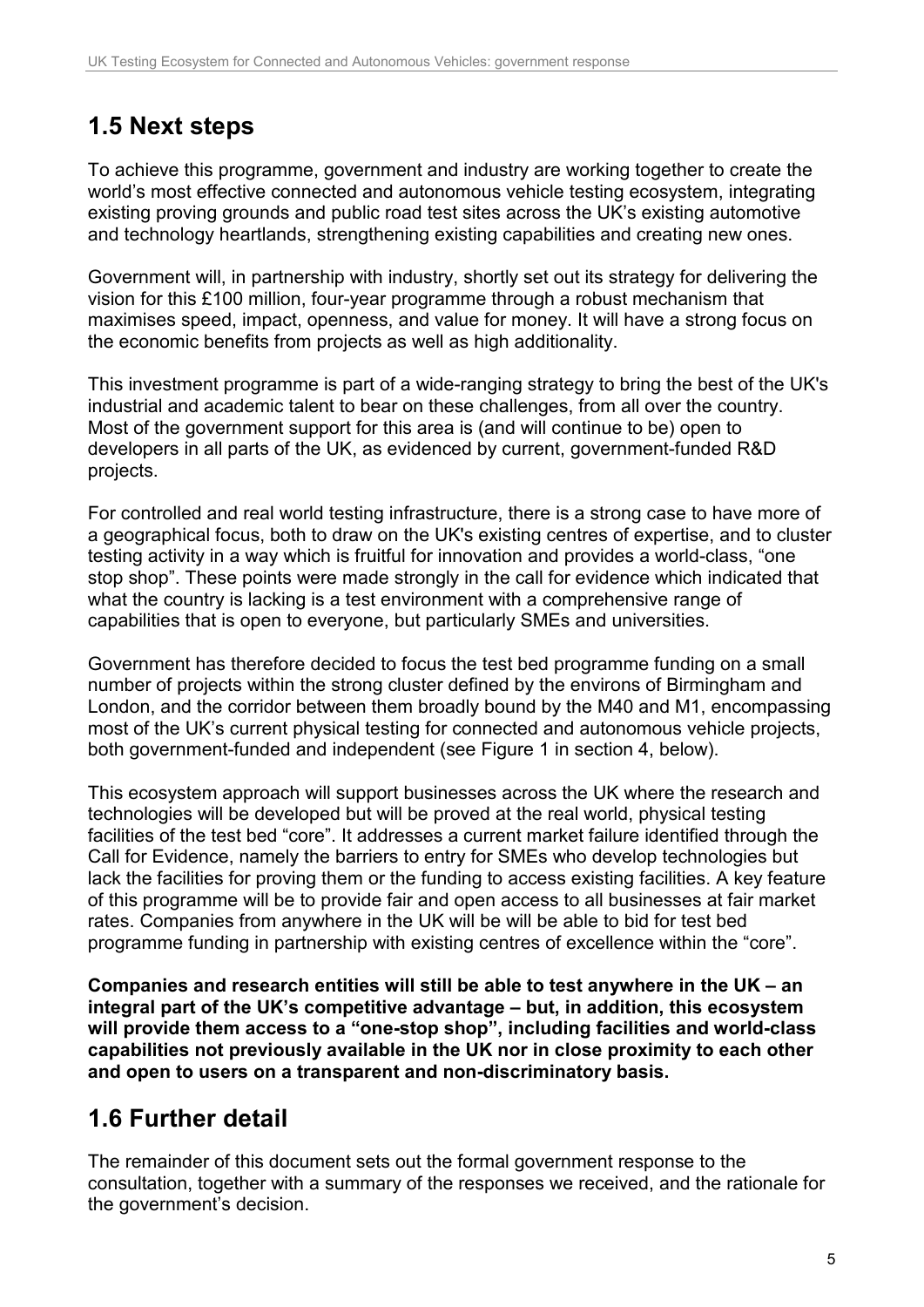## 1.5 Next steps

To achieve this programme, government and industry are working together to create the world's most effective connected and autonomous vehicle testing ecosystem, integrating existing proving grounds and public road test sites across the UK's existing automotive and technology heartlands, strengthening existing capabilities and creating new ones.

Government will, in partnership with industry, shortly set out its strategy for delivering the vision for this £100 million, four-year programme through a robust mechanism that maximises speed, impact, openness, and value for money. It will have a strong focus on the economic benefits from projects as well as high additionality.

This investment programme is part of a wide-ranging strategy to bring the best of the UK's industrial and academic talent to bear on these challenges, from all over the country. Most of the government support for this area is (and will continue to be) open to developers in all parts of the UK, as evidenced by current, government-funded R&D projects.

For controlled and real world testing infrastructure, there is a strong case to have more of a geographical focus, both to draw on the UK's existing centres of expertise, and to cluster testing activity in a way which is fruitful for innovation and provides a world-class, "one stop shop". These points were made strongly in the call for evidence which indicated that what the country is lacking is a test environment with a comprehensive range of capabilities that is open to everyone, but particularly SMEs and universities.

Government has therefore decided to focus the test bed programme funding on a small number of projects within the strong cluster defined by the environs of Birmingham and London, and the corridor between them broadly bound by the M40 and M1, encompassing most of the UK's current physical testing for connected and autonomous vehicle projects, both government-funded and independent (see Figure 1 in section 4, below).

This ecosystem approach will support businesses across the UK where the research and technologies will be developed but will be proved at the real world, physical testing facilities of the test bed "core". It addresses a current market failure identified through the Call for Evidence, namely the barriers to entry for SMEs who develop technologies but lack the facilities for proving them or the funding to access existing facilities. A key feature of this programme will be to provide fair and open access to all businesses at fair market rates. Companies from anywhere in the UK will be will be able to bid for test bed programme funding in partnership with existing centres of excellence within the "core".

**Companies and research entities will still be able to test anywhere in the UK – an integral part of the UK's competitive advantage – but, in addition, this ecosystem will provide them access to a "one-stop shop", including facilities and world-class capabilities not previously available in the UK nor in close proximity to each other and open to users on a transparent and non-discriminatory basis.**

## 1.6 Further detail

The remainder of this document sets out the formal government response to the consultation, together with a summary of the responses we received, and the rationale for the government's decision.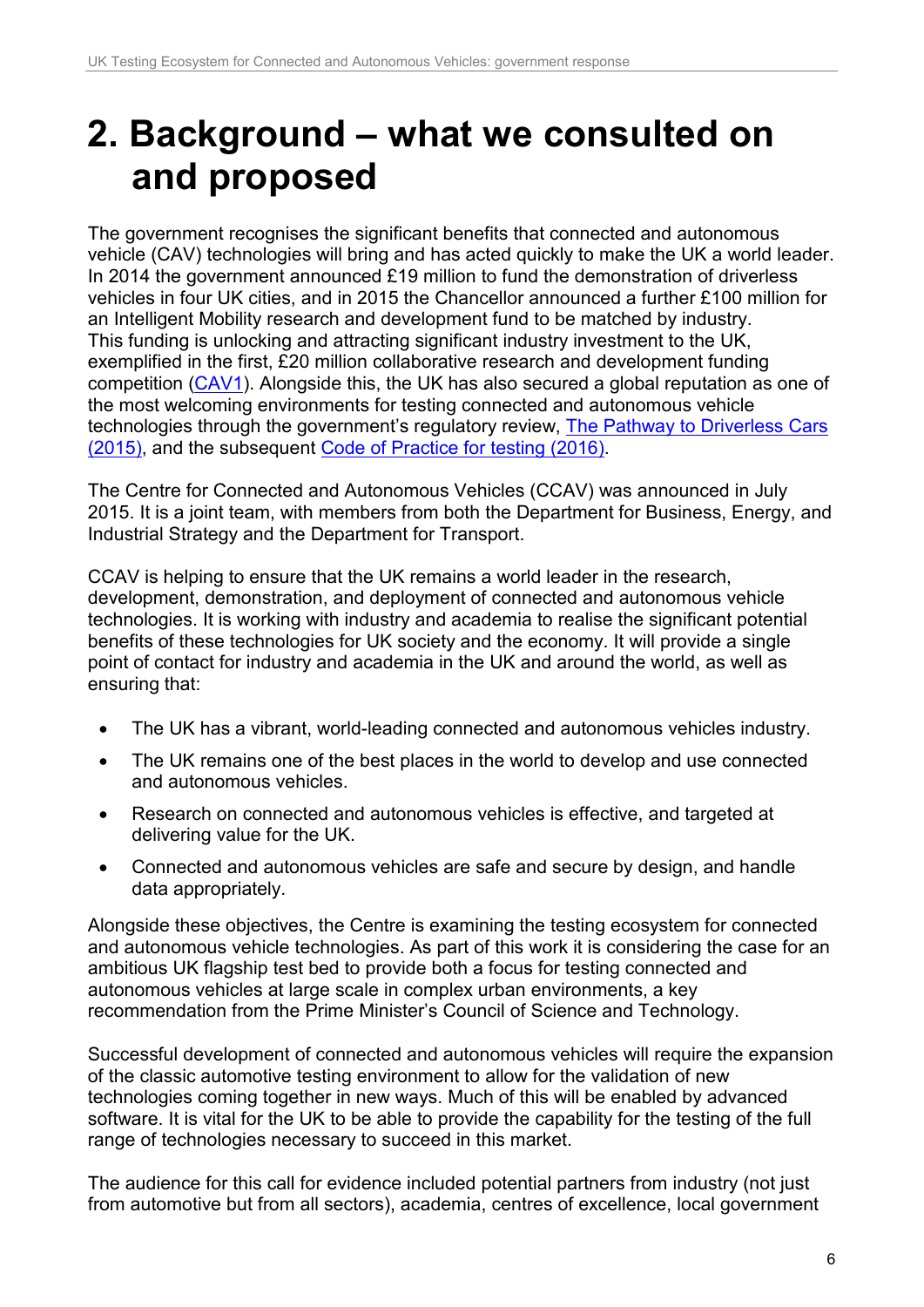# 2. Background – what we consulted on and proposed

The government recognises the significant benefits that connected and autonomous vehicle (CAV) technologies will bring and has acted quickly to make the UK a world leader. In 2014 the government announced £19 million to fund the demonstration of driverless vehicles in four UK cities, and in 2015 the Chancellor announced a further £100 million for an Intelligent Mobility research and development fund to be matched by industry. This funding is unlocking and attracting significant industry investment to the UK, exemplified in the first, £20 million collaborative research and development funding competition (CAV1). Alongside this, the UK has also secured a global reputation as one of the most welcoming environments for testing connected and autonomous vehicle technologies through the government's regulatory review, The Pathway to Driverless Cars (2015), and the subsequent Code of Practice for testing (2016).

The Centre for Connected and Autonomous Vehicles (CCAV) was announced in July 2015. It is a joint team, with members from both the Department for Business, Energy, and Industrial Strategy and the Department for Transport.

CCAV is helping to ensure that the UK remains a world leader in the research, development, demonstration, and deployment of connected and autonomous vehicle technologies. It is working with industry and academia to realise the significant potential benefits of these technologies for UK society and the economy. It will provide a single point of contact for industry and academia in the UK and around the world, as well as ensuring that:

- The UK has a vibrant, world-leading connected and autonomous vehicles industry.
- The UK remains one of the best places in the world to develop and use connected and autonomous vehicles.
- Research on connected and autonomous vehicles is effective, and targeted at delivering value for the UK.
- Connected and autonomous vehicles are safe and secure by design, and handle data appropriately.

Alongside these objectives, the Centre is examining the testing ecosystem for connected and autonomous vehicle technologies. As part of this work it is considering the case for an ambitious UK flagship test bed to provide both a focus for testing connected and autonomous vehicles at large scale in complex urban environments, a key recommendation from the Prime Minister's Council of Science and Technology.

Successful development of connected and autonomous vehicles will require the expansion of the classic automotive testing environment to allow for the validation of new technologies coming together in new ways. Much of this will be enabled by advanced software. It is vital for the UK to be able to provide the capability for the testing of the full range of technologies necessary to succeed in this market.

The audience for this call for evidence included potential partners from industry (not just from automotive but from all sectors), academia, centres of excellence, local government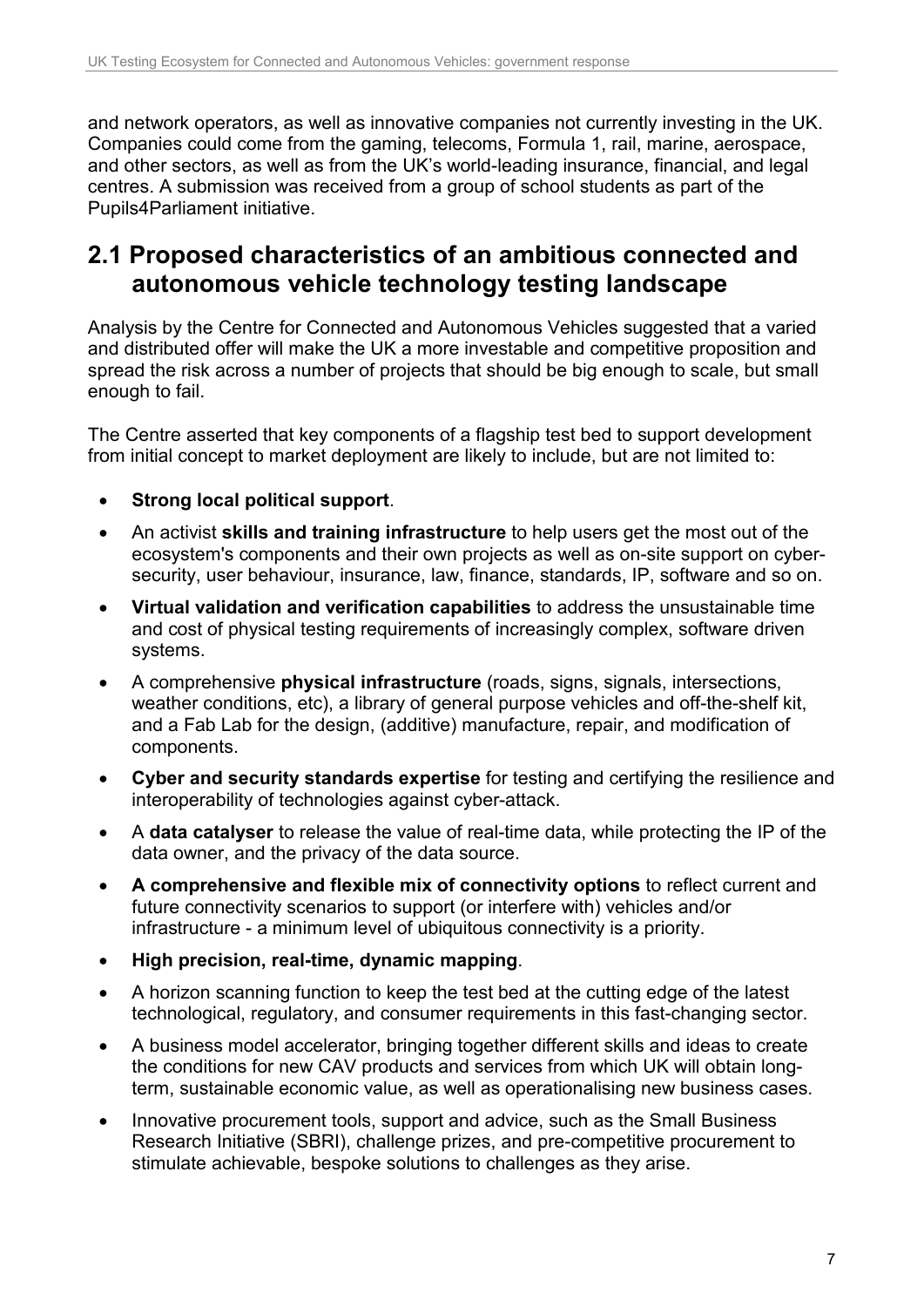and network operators, as well as innovative companies not currently investing in the UK. Companies could come from the gaming, telecoms, Formula 1, rail, marine, aerospace, and other sectors, as well as from the UK's world-leading insurance, financial, and legal centres. A submission was received from a group of school students as part of the Pupils4Parliament initiative.

## 2.1 Proposed characteristics of an ambitious connected and autonomous vehicle technology testing landscape

Analysis by the Centre for Connected and Autonomous Vehicles suggested that a varied and distributed offer will make the UK a more investable and competitive proposition and spread the risk across a number of projects that should be big enough to scale, but small enough to fail.

The Centre asserted that key components of a flagship test bed to support development from initial concept to market deployment are likely to include, but are not limited to:

- **Strong local political support**.
- An activist **skills and training infrastructure** to help users get the most out of the ecosystem's components and their own projects as well as on-site support on cyber-security, user behaviour, insurance, law, finance, standards, IP, software and so on.
- **Virtual validation and verification capabilities** to address the unsustainable time and cost of physical testing requirements of increasingly complex, software driven systems.
- A comprehensive **physical infrastructure** (roads, signs, signals, intersections, weather conditions, etc), a library of general purpose vehicles and off-the-shelf kit, and a Fab Lab for the design, (additive) manufacture, repair, and modification of components.
- **Cyber and security standards expertise** for testing and certifying the resilience and interoperability of technologies against cyber-attack.
- A **data catalyser** to release the value of real-time data, while protecting the IP of the data owner, and the privacy of the data source.
- **A comprehensive and flexible mix of connectivity options** to reflect current and future connectivity scenarios to support (or interfere with) vehicles and/or infrastructure - a minimum level of ubiquitous connectivity is a priority.
- **High precision, real-time, dynamic mapping**.
- A horizon scanning function to keep the test bed at the cutting edge of the latest technological, regulatory, and consumer requirements in this fast-changing sector.
- A business model accelerator, bringing together different skills and ideas to create the conditions for new CAV products and services from which UK will obtain long-term, sustainable economic value, as well as operationalising new business cases.
- Innovative procurement tools, support and advice, such as the Small Business Research Initiative (SBRI), challenge prizes, and pre-competitive procurement to stimulate achievable, bespoke solutions to challenges as they arise.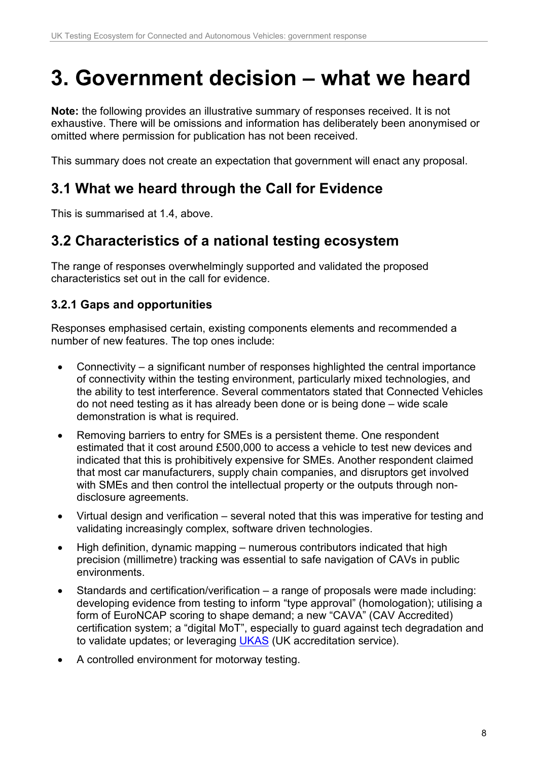# 3. Government decision – what we heard

**Note:** the following provides an illustrative summary of responses received. It is not exhaustive. There will be omissions and information has deliberately been anonymised or omitted where permission for publication has not been received.

This summary does not create an expectation that government will enact any proposal.

## 3.1 What we heard through the Call for Evidence

This is summarised at 1.4, above.

## 3.2 Characteristics of a national testing ecosystem

The range of responses overwhelmingly supported and validated the proposed characteristics set out in the call for evidence.

### 3.2.1 Gaps and opportunities

Responses emphasised certain, existing components elements and recommended a number of new features. The top ones include:

- Connectivity – a significant number of responses highlighted the central importance of connectivity within the testing environment, particularly mixed technologies, and the ability to test interference. Several commentators stated that Connected Vehicles do not need testing as it has already been done or is being done – wide scale demonstration is what is required.
- Removing barriers to entry for SMEs is a persistent theme. One respondent estimated that it cost around £500,000 to access a vehicle to test new devices and indicated that this is prohibitively expensive for SMEs. Another respondent claimed that most car manufacturers, supply chain companies, and disruptors get involved with SMEs and then control the intellectual property or the outputs through non-disclosure agreements.
- Virtual design and verification – several noted that this was imperative for testing and validating increasingly complex, software driven technologies.
- High definition, dynamic mapping – numerous contributors indicated that high precision (millimetre) tracking was essential to safe navigation of CAVs in public environments.
- Standards and certification/verification – a range of proposals were made including: developing evidence from testing to inform "type approval" (homologation); utilising a form of EuroNCAP scoring to shape demand; a new "CAVA" (CAV Accredited) certification system; a "digital MoT", especially to guard against tech degradation and to validate updates; or leveraging UKAS (UK accreditation service).
- A controlled environment for motorway testing.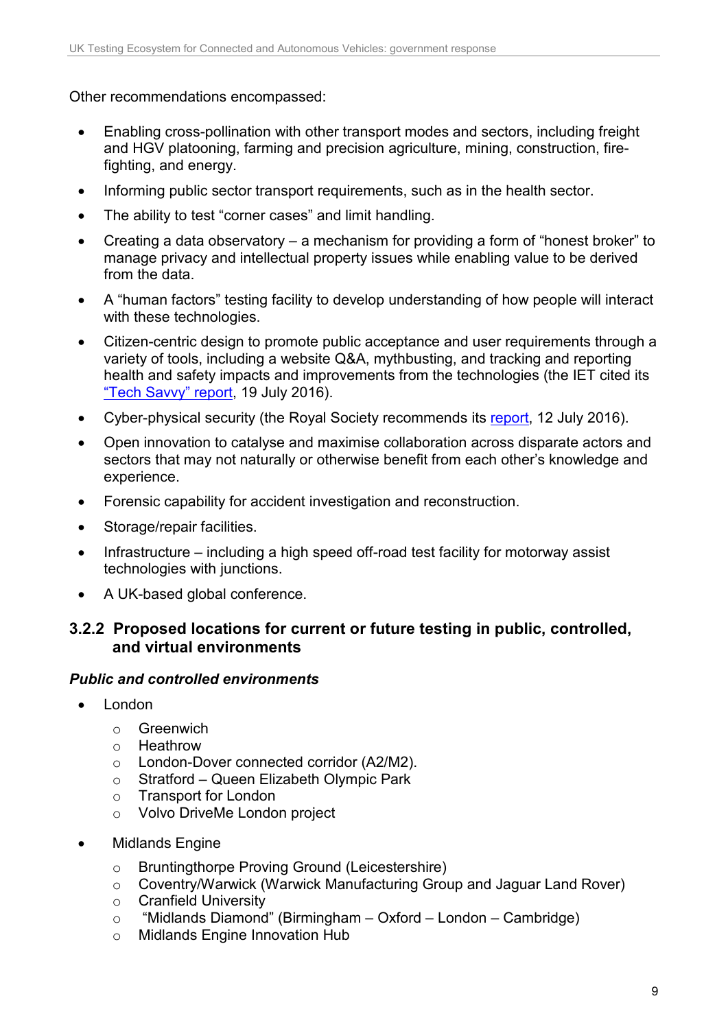Other recommendations encompassed:

- Enabling cross-pollination with other transport modes and sectors, including freight and HGV platooning, farming and precision agriculture, mining, construction, fire-fighting, and energy.
- Informing public sector transport requirements, such as in the health sector.
- The ability to test "corner cases" and limit handling.
- Creating a data observatory – a mechanism for providing a form of "honest broker" to manage privacy and intellectual property issues while enabling value to be derived from the data.
- A "human factors" testing facility to develop understanding of how people will interact with these technologies.
- Citizen-centric design to promote public acceptance and user requirements through a variety of tools, including a website Q&A, mythbusting, and tracking and reporting health and safety impacts and improvements from the technologies (the IET cited its "Tech Savvy" report, 19 July 2016).
- Cyber-physical security (the Royal Society recommends its report, 12 July 2016).
- Open innovation to catalyse and maximise collaboration across disparate actors and sectors that may not naturally or otherwise benefit from each other's knowledge and experience.
- Forensic capability for accident investigation and reconstruction.
- Storage/repair facilities.
- Infrastructure – including a high speed off-road test facility for motorway assist technologies with junctions.
- A UK-based global conference.

### 3.2.2 Proposed locations for current or future testing in public, controlled, and virtual environments

***Public and controlled environments***

- London
  - Greenwich
  - Heathrow
  - London-Dover connected corridor (A2/M2).
  - Stratford – Queen Elizabeth Olympic Park
  - Transport for London
  - Volvo DriveMe London project
- Midlands Engine
  - Bruntingthorpe Proving Ground (Leicestershire)
  - Coventry/Warwick (Warwick Manufacturing Group and Jaguar Land Rover)
  - Cranfield University
  - "Midlands Diamond" (Birmingham – Oxford – London – Cambridge)
  - Midlands Engine Innovation Hub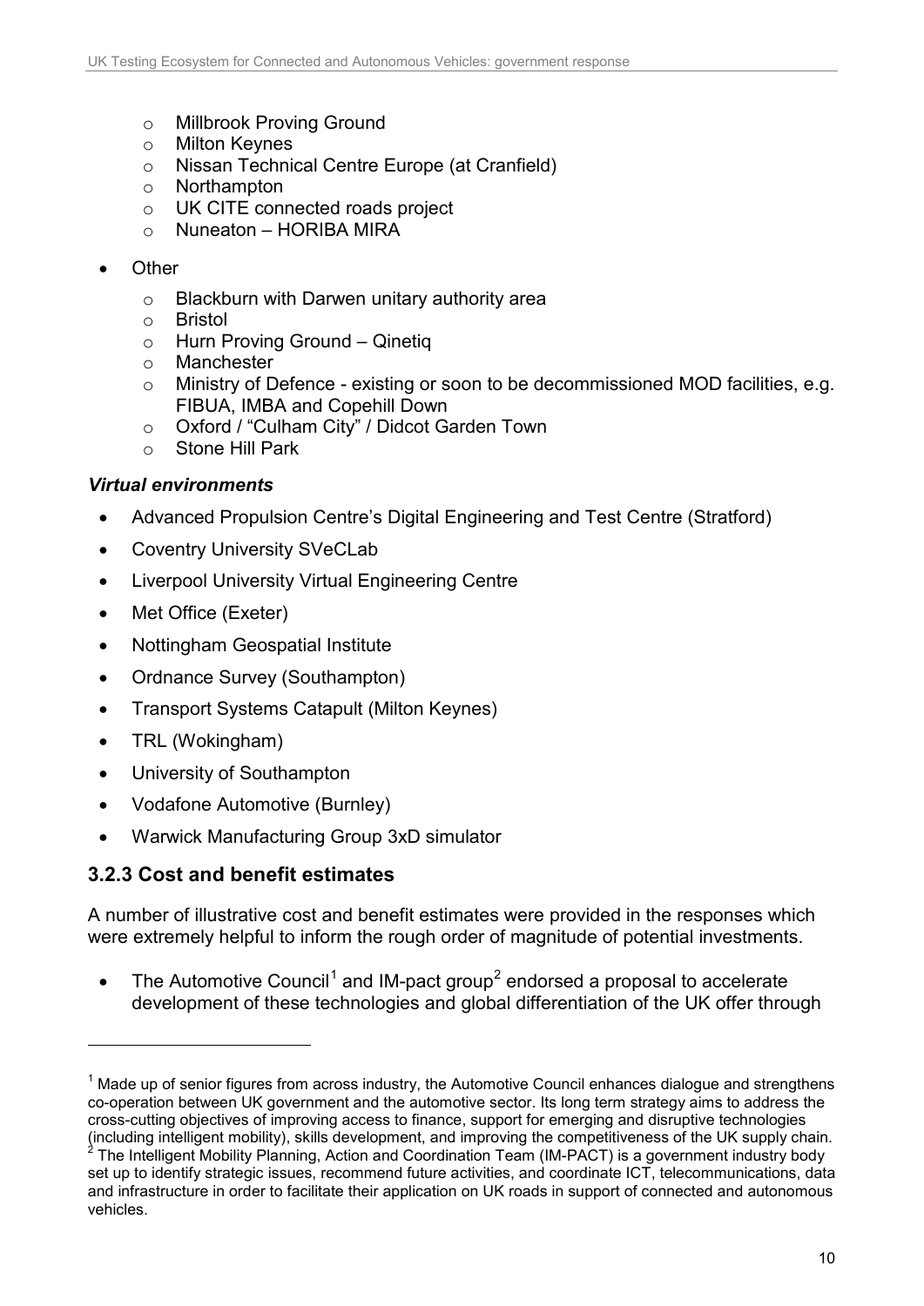- Millbrook Proving Ground
    - Milton Keynes
    - Nissan Technical Centre Europe (at Cranfield)
    - Northampton
    - UK CITE connected roads project
    - Nuneaton – HORIBA MIRA

- Other
    - Blackburn with Darwen unitary authority area
    - Bristol
    - Hurn Proving Ground – Qinetiq
    - Manchester
    - Ministry of Defence - existing or soon to be decommissioned MOD facilities, e.g. FIBUA, IMBA and Copehill Down
    - Oxford / "Culham City" / Didcot Garden Town
    - Stone Hill Park

***Virtual environments***

- Advanced Propulsion Centre's Digital Engineering and Test Centre (Stratford)
- Coventry University SVeCLab
- Liverpool University Virtual Engineering Centre
- Met Office (Exeter)
- Nottingham Geospatial Institute
- Ordnance Survey (Southampton)
- Transport Systems Catapult (Milton Keynes)
- TRL (Wokingham)
- University of Southampton
- Vodafone Automotive (Burnley)
- Warwick Manufacturing Group 3xD simulator

### 3.2.3 Cost and benefit estimates

A number of illustrative cost and benefit estimates were provided in the responses which were extremely helpful to inform the rough order of magnitude of potential investments.

- The Automotive Council[1] and IM-pact group[2] endorsed a proposal to accelerate development of these technologies and global differentiation of the UK offer through

[1] Made up of senior figures from across industry, the Automotive Council enhances dialogue and strengthens co-operation between UK government and the automotive sector. Its long term strategy aims to address the cross-cutting objectives of improving access to finance, support for emerging and disruptive technologies (including intelligent mobility), skills development, and improving the competitiveness of the UK supply chain.

[2] The Intelligent Mobility Planning, Action and Coordination Team (IM-PACT) is a government industry body set up to identify strategic issues, recommend future activities, and coordinate ICT, telecommunications, data and infrastructure in order to facilitate their application on UK roads in support of connected and autonomous vehicles.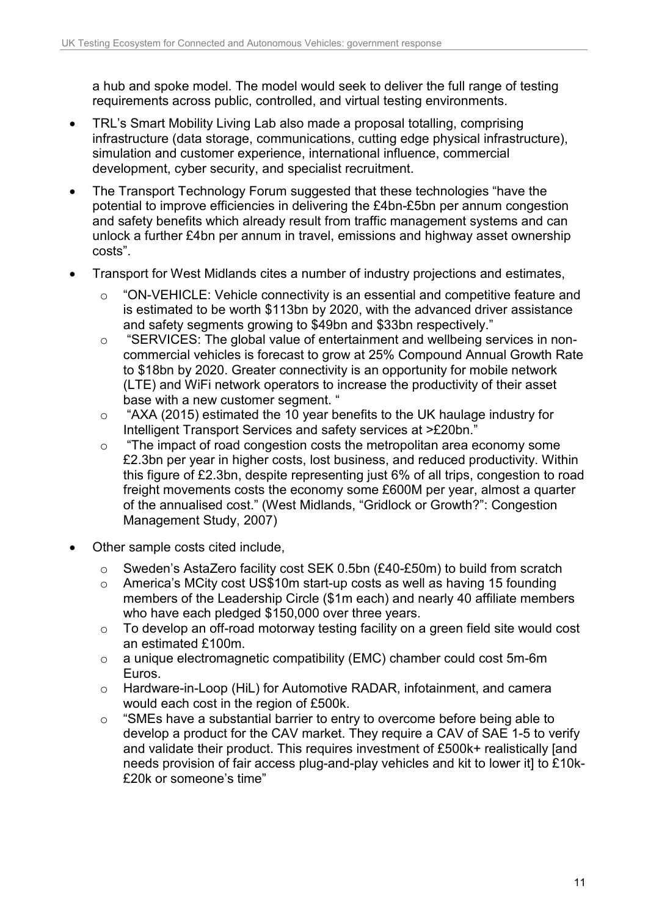a hub and spoke model. The model would seek to deliver the full range of testing requirements across public, controlled, and virtual testing environments.

- TRL's Smart Mobility Living Lab also made a proposal totalling, comprising infrastructure (data storage, communications, cutting edge physical infrastructure), simulation and customer experience, international influence, commercial development, cyber security, and specialist recruitment.
- The Transport Technology Forum suggested that these technologies "have the potential to improve efficiencies in delivering the £4bn-£5bn per annum congestion and safety benefits which already result from traffic management systems and can unlock a further £4bn per annum in travel, emissions and highway asset ownership costs".
- Transport for West Midlands cites a number of industry projections and estimates,
    - "ON-VEHICLE: Vehicle connectivity is an essential and competitive feature and is estimated to be worth $113bn by 2020, with the advanced driver assistance and safety segments growing to $49bn and $33bn respectively."
    - "SERVICES: The global value of entertainment and wellbeing services in non-commercial vehicles is forecast to grow at 25% Compound Annual Growth Rate to $18bn by 2020. Greater connectivity is an opportunity for mobile network (LTE) and WiFi network operators to increase the productivity of their asset base with a new customer segment. "
    - "AXA (2015) estimated the 10 year benefits to the UK haulage industry for Intelligent Transport Services and safety services at >£20bn."
    - "The impact of road congestion costs the metropolitan area economy some £2.3bn per year in higher costs, lost business, and reduced productivity. Within this figure of £2.3bn, despite representing just 6% of all trips, congestion to road freight movements costs the economy some £600M per year, almost a quarter of the annualised cost." (West Midlands, "Gridlock or Growth?": Congestion Management Study, 2007)
- Other sample costs cited include,
    - Sweden's AstaZero facility cost SEK 0.5bn (£40-£50m) to build from scratch
    - America's MCity cost US$10m start-up costs as well as having 15 founding members of the Leadership Circle ($1m each) and nearly 40 affiliate members who have each pledged $150,000 over three years.
    - To develop an off-road motorway testing facility on a green field site would cost an estimated £100m.
    - a unique electromagnetic compatibility (EMC) chamber could cost 5m-6m Euros.
    - Hardware-in-Loop (HiL) for Automotive RADAR, infotainment, and camera would each cost in the region of £500k.
    - "SMEs have a substantial barrier to entry to overcome before being able to develop a product for the CAV market. They require a CAV of SAE 1-5 to verify and validate their product. This requires investment of £500k+ realistically [and needs provision of fair access plug-and-play vehicles and kit to lower it] to £10k-£20k or someone's time"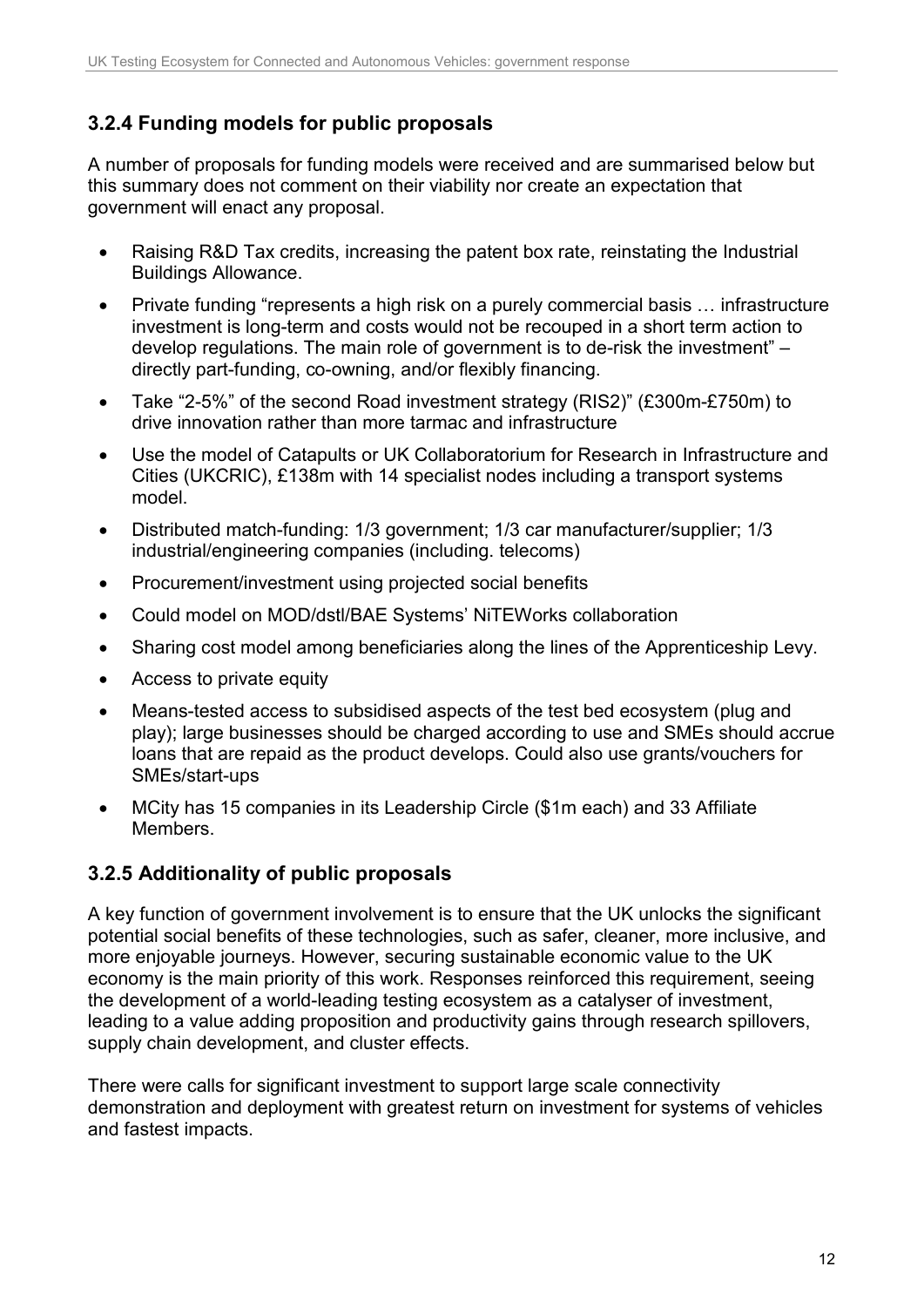### 3.2.4 Funding models for public proposals

A number of proposals for funding models were received and are summarised below but this summary does not comment on their viability nor create an expectation that government will enact any proposal.

- Raising R&D Tax credits, increasing the patent box rate, reinstating the Industrial Buildings Allowance.
- Private funding "represents a high risk on a purely commercial basis … infrastructure investment is long-term and costs would not be recouped in a short term action to develop regulations. The main role of government is to de-risk the investment" – directly part-funding, co-owning, and/or flexibly financing.
- Take "2-5%" of the second Road investment strategy (RIS2)" (£300m-£750m) to drive innovation rather than more tarmac and infrastructure
- Use the model of Catapults or UK Collaboratorium for Research in Infrastructure and Cities (UKCRIC), £138m with 14 specialist nodes including a transport systems model.
- Distributed match-funding: 1/3 government; 1/3 car manufacturer/supplier; 1/3 industrial/engineering companies (including. telecoms)
- Procurement/investment using projected social benefits
- Could model on MOD/dstl/BAE Systems' NiTEWorks collaboration
- Sharing cost model among beneficiaries along the lines of the Apprenticeship Levy.
- Access to private equity
- Means-tested access to subsidised aspects of the test bed ecosystem (plug and play); large businesses should be charged according to use and SMEs should accrue loans that are repaid as the product develops. Could also use grants/vouchers for SMEs/start-ups
- MCity has 15 companies in its Leadership Circle ($1m each) and 33 Affiliate Members.

### 3.2.5 Additionality of public proposals

A key function of government involvement is to ensure that the UK unlocks the significant potential social benefits of these technologies, such as safer, cleaner, more inclusive, and more enjoyable journeys. However, securing sustainable economic value to the UK economy is the main priority of this work. Responses reinforced this requirement, seeing the development of a world-leading testing ecosystem as a catalyser of investment, leading to a value adding proposition and productivity gains through research spillovers, supply chain development, and cluster effects.

There were calls for significant investment to support large scale connectivity demonstration and deployment with greatest return on investment for systems of vehicles and fastest impacts.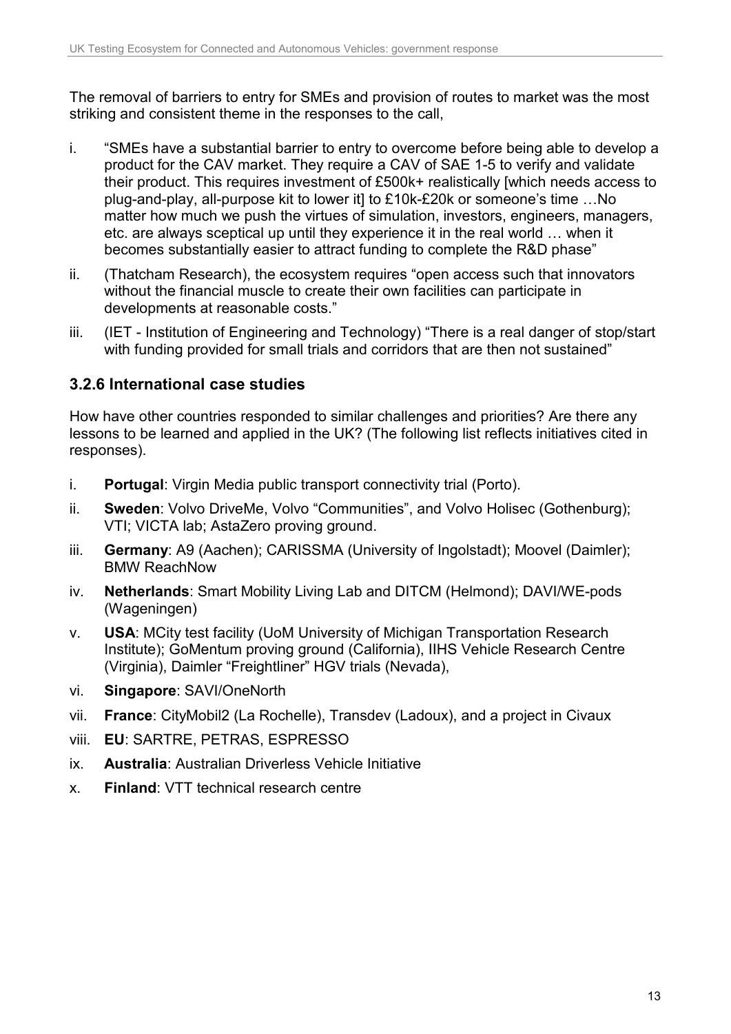The removal of barriers to entry for SMEs and provision of routes to market was the most striking and consistent theme in the responses to the call,

i. "SMEs have a substantial barrier to entry to overcome before being able to develop a product for the CAV market. They require a CAV of SAE 1-5 to verify and validate their product. This requires investment of £500k+ realistically [which needs access to plug-and-play, all-purpose kit to lower it] to £10k-£20k or someone's time …No matter how much we push the virtues of simulation, investors, engineers, managers, etc. are always sceptical up until they experience it in the real world … when it becomes substantially easier to attract funding to complete the R&D phase"

ii. (Thatcham Research), the ecosystem requires "open access such that innovators without the financial muscle to create their own facilities can participate in developments at reasonable costs."

iii. (IET - Institution of Engineering and Technology) "There is a real danger of stop/start with funding provided for small trials and corridors that are then not sustained"

### 3.2.6 International case studies

How have other countries responded to similar challenges and priorities? Are there any lessons to be learned and applied in the UK? (The following list reflects initiatives cited in responses).

i. **Portugal**: Virgin Media public transport connectivity trial (Porto).

ii. **Sweden**: Volvo DriveMe, Volvo "Communities", and Volvo Holisec (Gothenburg); VTI; VICTA lab; AstaZero proving ground.

iii. **Germany**: A9 (Aachen); CARISSMA (University of Ingolstadt); Moovel (Daimler); BMW ReachNow

iv. **Netherlands**: Smart Mobility Living Lab and DITCM (Helmond); DAVI/WE-pods (Wageningen)

v. **USA**: MCity test facility (UoM University of Michigan Transportation Research Institute); GoMentum proving ground (California), IIHS Vehicle Research Centre (Virginia), Daimler "Freightliner" HGV trials (Nevada),

vi. **Singapore**: SAVI/OneNorth

vii. **France**: CityMobil2 (La Rochelle), Transdev (Ladoux), and a project in Civaux

viii. **EU**: SARTRE, PETRAS, ESPRESSO

ix. **Australia**: Australian Driverless Vehicle Initiative

x. **Finland**: VTT technical research centre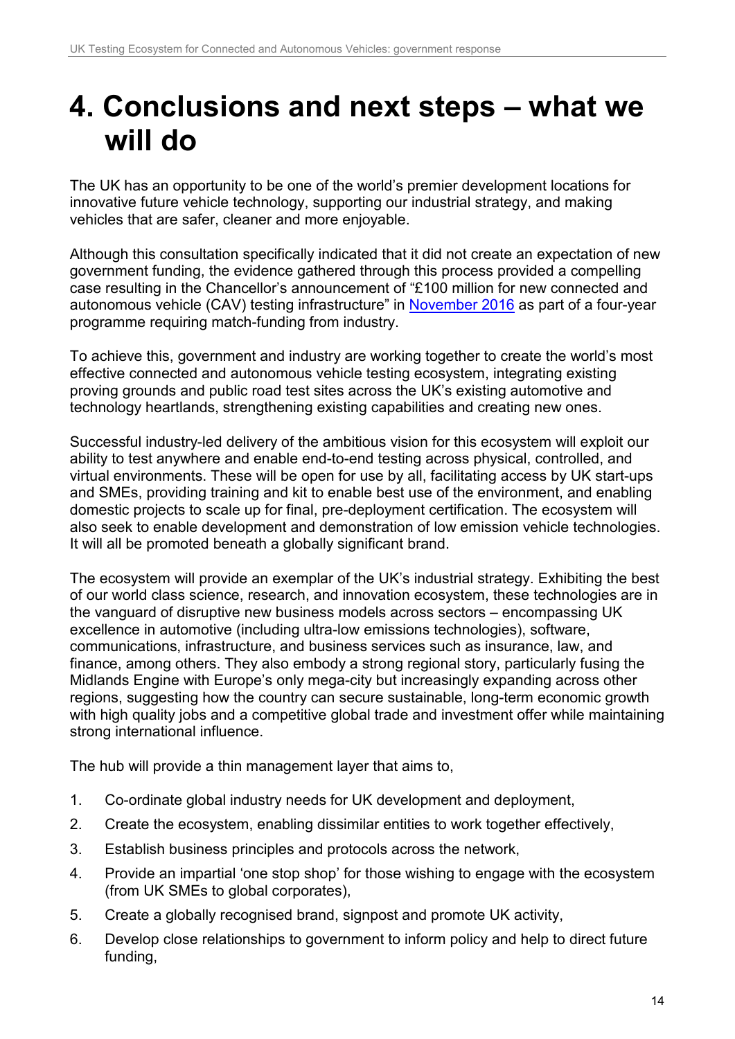# 4. Conclusions and next steps – what we will do

The UK has an opportunity to be one of the world's premier development locations for innovative future vehicle technology, supporting our industrial strategy, and making vehicles that are safer, cleaner and more enjoyable.

Although this consultation specifically indicated that it did not create an expectation of new government funding, the evidence gathered through this process provided a compelling case resulting in the Chancellor's announcement of "£100 million for new connected and autonomous vehicle (CAV) testing infrastructure" in November 2016 as part of a four-year programme requiring match-funding from industry.

To achieve this, government and industry are working together to create the world's most effective connected and autonomous vehicle testing ecosystem, integrating existing proving grounds and public road test sites across the UK's existing automotive and technology heartlands, strengthening existing capabilities and creating new ones.

Successful industry-led delivery of the ambitious vision for this ecosystem will exploit our ability to test anywhere and enable end-to-end testing across physical, controlled, and virtual environments. These will be open for use by all, facilitating access by UK start-ups and SMEs, providing training and kit to enable best use of the environment, and enabling domestic projects to scale up for final, pre-deployment certification. The ecosystem will also seek to enable development and demonstration of low emission vehicle technologies. It will all be promoted beneath a globally significant brand.

The ecosystem will provide an exemplar of the UK's industrial strategy. Exhibiting the best of our world class science, research, and innovation ecosystem, these technologies are in the vanguard of disruptive new business models across sectors – encompassing UK excellence in automotive (including ultra-low emissions technologies), software, communications, infrastructure, and business services such as insurance, law, and finance, among others. They also embody a strong regional story, particularly fusing the Midlands Engine with Europe's only mega-city but increasingly expanding across other regions, suggesting how the country can secure sustainable, long-term economic growth with high quality jobs and a competitive global trade and investment offer while maintaining strong international influence.

The hub will provide a thin management layer that aims to,

1. Co-ordinate global industry needs for UK development and deployment,
2. Create the ecosystem, enabling dissimilar entities to work together effectively,
3. Establish business principles and protocols across the network,
4. Provide an impartial 'one stop shop' for those wishing to engage with the ecosystem (from UK SMEs to global corporates),
5. Create a globally recognised brand, signpost and promote UK activity,
6. Develop close relationships to government to inform policy and help to direct future funding,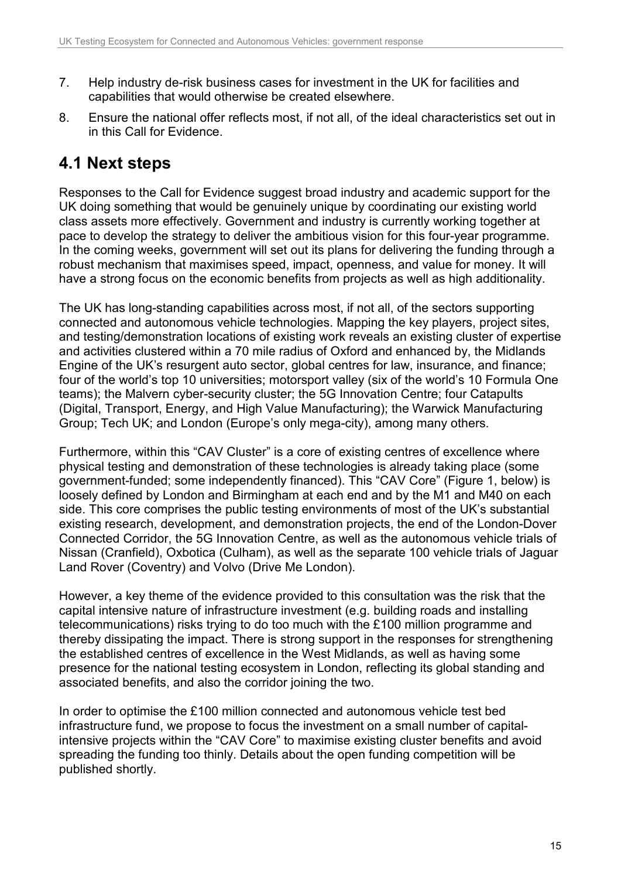7. Help industry de-risk business cases for investment in the UK for facilities and capabilities that would otherwise be created elsewhere.
8. Ensure the national offer reflects most, if not all, of the ideal characteristics set out in in this Call for Evidence.

## 4.1 Next steps

Responses to the Call for Evidence suggest broad industry and academic support for the UK doing something that would be genuinely unique by coordinating our existing world class assets more effectively. Government and industry is currently working together at pace to develop the strategy to deliver the ambitious vision for this four-year programme. In the coming weeks, government will set out its plans for delivering the funding through a robust mechanism that maximises speed, impact, openness, and value for money. It will have a strong focus on the economic benefits from projects as well as high additionality.

The UK has long-standing capabilities across most, if not all, of the sectors supporting connected and autonomous vehicle technologies. Mapping the key players, project sites, and testing/demonstration locations of existing work reveals an existing cluster of expertise and activities clustered within a 70 mile radius of Oxford and enhanced by, the Midlands Engine of the UK's resurgent auto sector, global centres for law, insurance, and finance; four of the world's top 10 universities; motorsport valley (six of the world's 10 Formula One teams); the Malvern cyber-security cluster; the 5G Innovation Centre; four Catapults (Digital, Transport, Energy, and High Value Manufacturing); the Warwick Manufacturing Group; Tech UK; and London (Europe's only mega-city), among many others.

Furthermore, within this "CAV Cluster" is a core of existing centres of excellence where physical testing and demonstration of these technologies is already taking place (some government-funded; some independently financed). This "CAV Core" (Figure 1, below) is loosely defined by London and Birmingham at each end and by the M1 and M40 on each side. This core comprises the public testing environments of most of the UK's substantial existing research, development, and demonstration projects, the end of the London-Dover Connected Corridor, the 5G Innovation Centre, as well as the autonomous vehicle trials of Nissan (Cranfield), Oxbotica (Culham), as well as the separate 100 vehicle trials of Jaguar Land Rover (Coventry) and Volvo (Drive Me London).

However, a key theme of the evidence provided to this consultation was the risk that the capital intensive nature of infrastructure investment (e.g. building roads and installing telecommunications) risks trying to do too much with the £100 million programme and thereby dissipating the impact. There is strong support in the responses for strengthening the established centres of excellence in the West Midlands, as well as having some presence for the national testing ecosystem in London, reflecting its global standing and associated benefits, and also the corridor joining the two.

In order to optimise the £100 million connected and autonomous vehicle test bed infrastructure fund, we propose to focus the investment on a small number of capital-intensive projects within the "CAV Core" to maximise existing cluster benefits and avoid spreading the funding too thinly. Details about the open funding competition will be published shortly.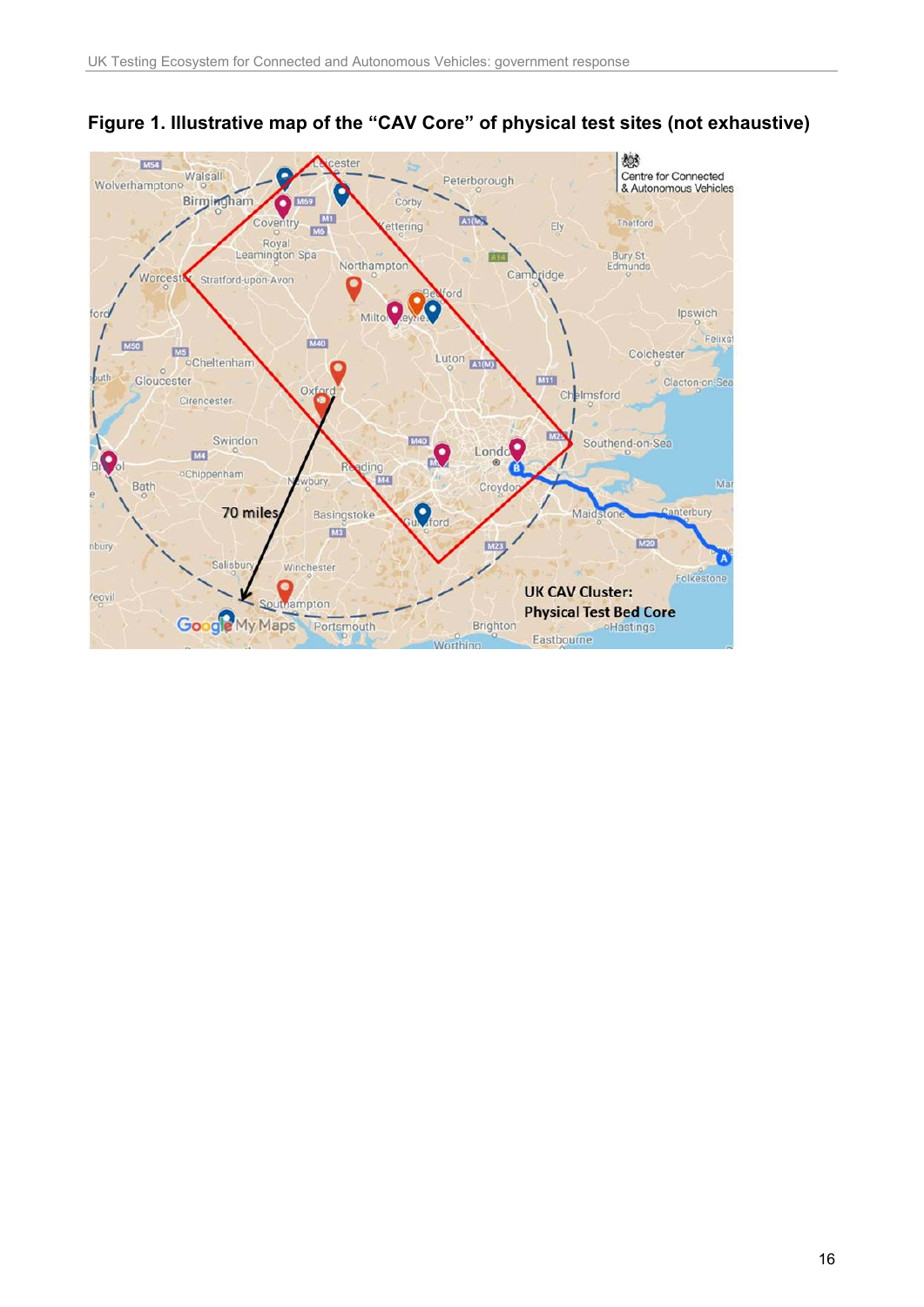**Figure 1. Illustrative map of the "CAV Core" of physical test sites (not exhaustive)**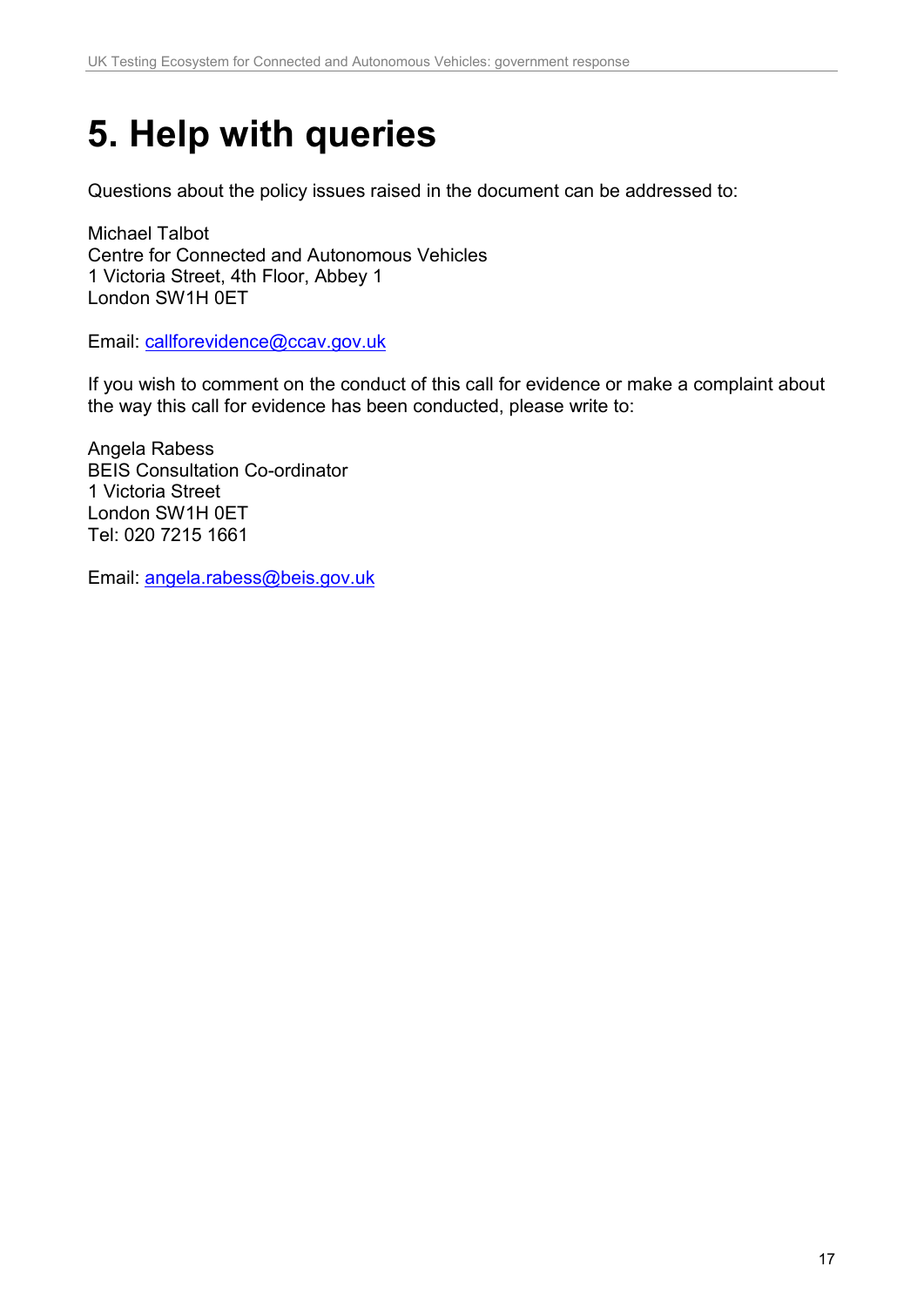# 5. Help with queries

Questions about the policy issues raised in the document can be addressed to:

Michael Talbot
Centre for Connected and Autonomous Vehicles
1 Victoria Street, 4th Floor, Abbey 1
London SW1H 0ET

Email: callforevidence@ccav.gov.uk

If you wish to comment on the conduct of this call for evidence or make a complaint about the way this call for evidence has been conducted, please write to:

Angela Rabess
BEIS Consultation Co-ordinator
1 Victoria Street
London SW1H 0ET
Tel: 020 7215 1661

Email: angela.rabess@beis.gov.uk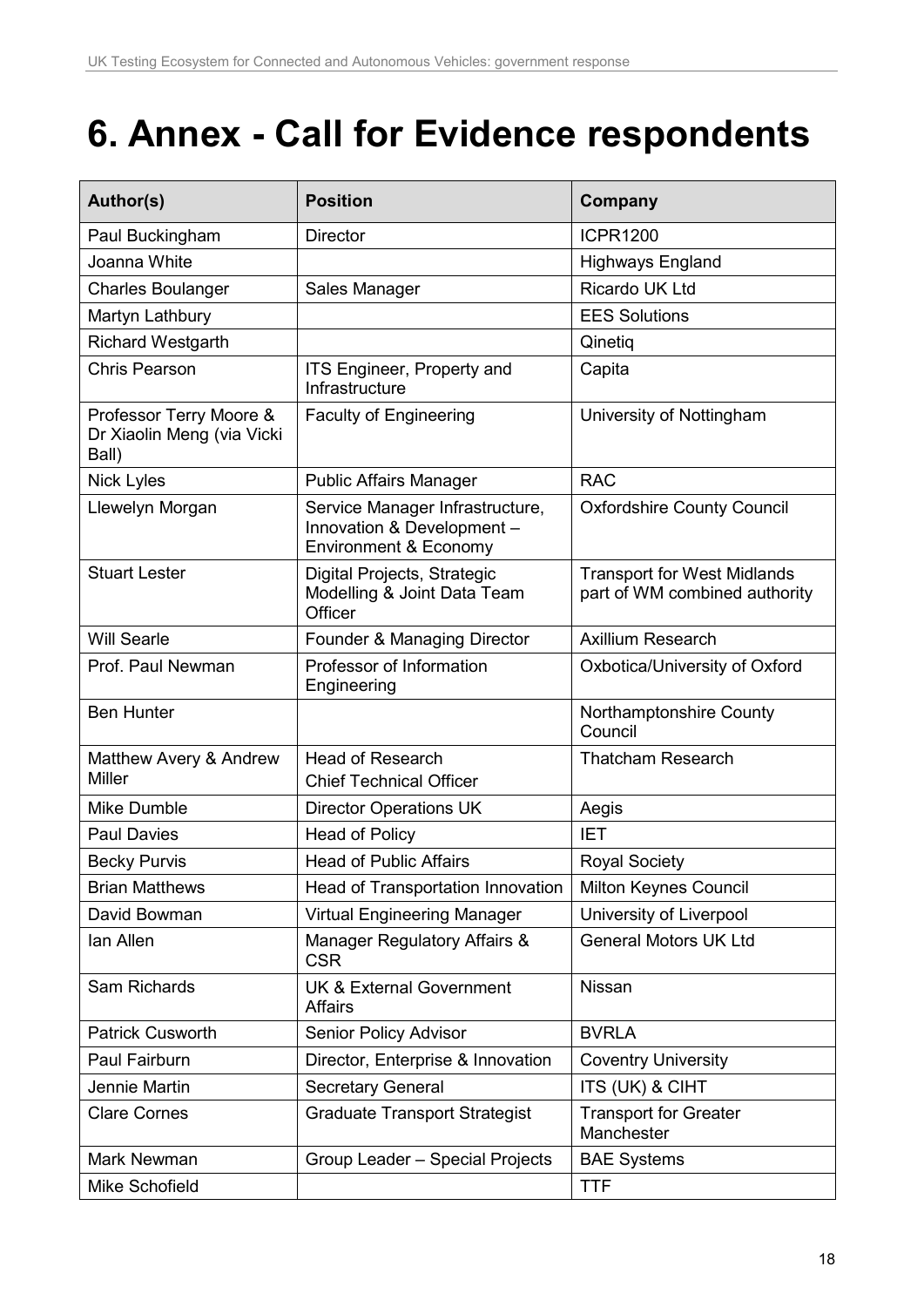# 6. Annex - Call for Evidence respondents

| Author(s) | Position | Company |
|---|---|---|
| Paul Buckingham | Director | ICPR1200 |
| Joanna White | | Highways England |
| Charles Boulanger | Sales Manager | Ricardo UK Ltd |
| Martyn Lathbury | | EES Solutions |
| Richard Westgarth | | Qinetiq |
| Chris Pearson | ITS Engineer, Property and Infrastructure | Capita |
| Professor Terry Moore & Dr Xiaolin Meng (via Vicki Ball) | Faculty of Engineering | University of Nottingham |
| Nick Lyles | Public Affairs Manager | RAC |
| Llewelyn Morgan | Service Manager Infrastructure, Innovation & Development – Environment & Economy | Oxfordshire County Council |
| Stuart Lester | Digital Projects, Strategic Modelling & Joint Data Team Officer | Transport for West Midlands part of WM combined authority |
| Will Searle | Founder & Managing Director | Axillium Research |
| Prof. Paul Newman | Professor of Information Engineering | Oxbotica/University of Oxford |
| Ben Hunter | | Northamptonshire County Council |
| Matthew Avery & Andrew Miller | Head of Research<br>Chief Technical Officer | Thatcham Research |
| Mike Dumble | Director Operations UK | Aegis |
| Paul Davies | Head of Policy | IET |
| Becky Purvis | Head of Public Affairs | Royal Society |
| Brian Matthews | Head of Transportation Innovation | Milton Keynes Council |
| David Bowman | Virtual Engineering Manager | University of Liverpool |
| Ian Allen | Manager Regulatory Affairs & CSR | General Motors UK Ltd |
| Sam Richards | UK & External Government Affairs | Nissan |
| Patrick Cusworth | Senior Policy Advisor | BVRLA |
| Paul Fairburn | Director, Enterprise & Innovation | Coventry University |
| Jennie Martin | Secretary General | ITS (UK) & CIHT |
| Clare Cornes | Graduate Transport Strategist | Transport for Greater Manchester |
| Mark Newman | Group Leader – Special Projects | BAE Systems |
| Mike Schofield | | TTF |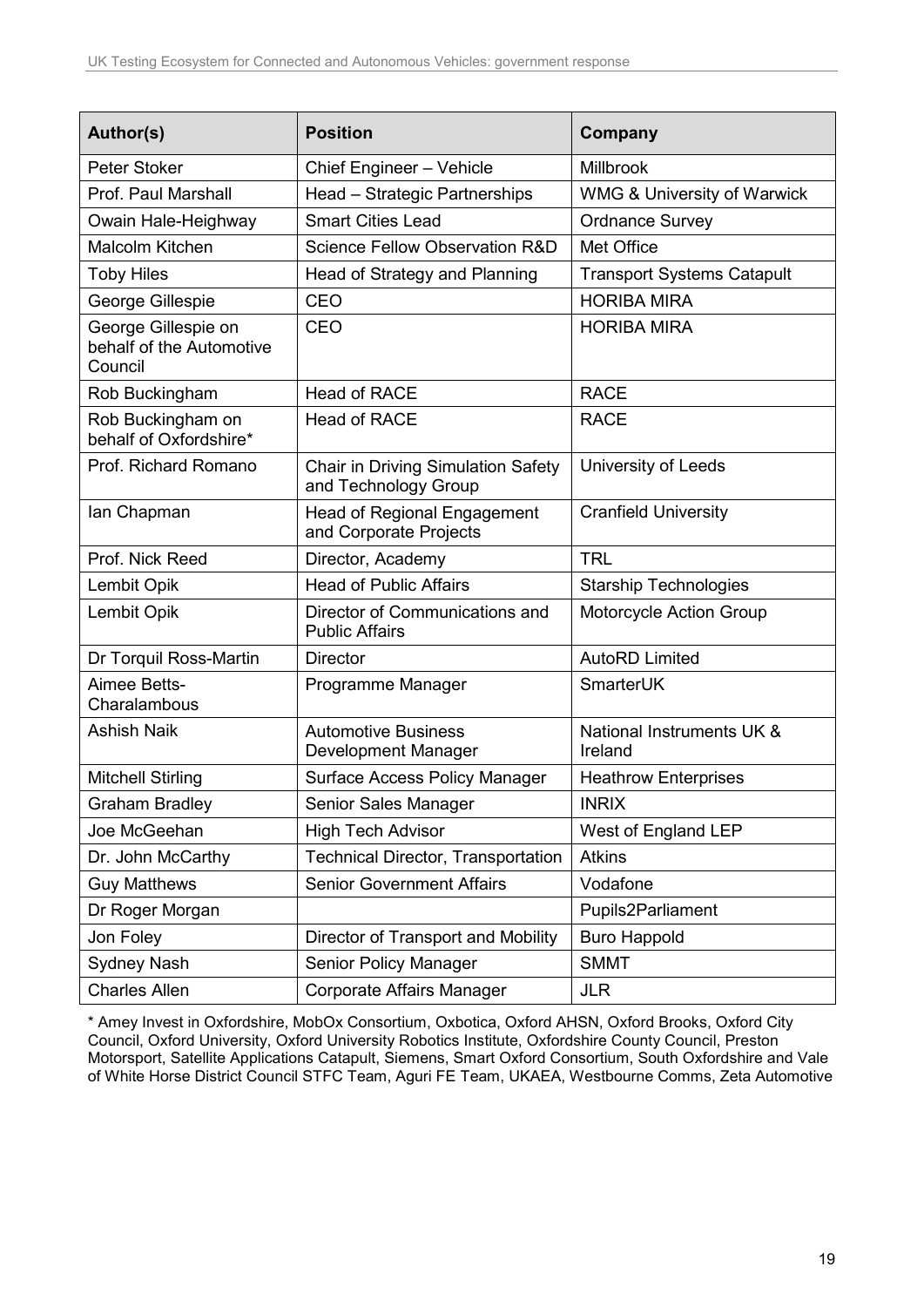| Author(s) | Position | Company |
|---|---|---|
| Peter Stoker | Chief Engineer – Vehicle | Millbrook |
| Prof. Paul Marshall | Head – Strategic Partnerships | WMG & University of Warwick |
| Owain Hale-Heighway | Smart Cities Lead | Ordnance Survey |
| Malcolm Kitchen | Science Fellow Observation R&D | Met Office |
| Toby Hiles | Head of Strategy and Planning | Transport Systems Catapult |
| George Gillespie | CEO | HORIBA MIRA |
| George Gillespie on behalf of the Automotive Council | CEO | HORIBA MIRA |
| Rob Buckingham | Head of RACE | RACE |
| Rob Buckingham on behalf of Oxfordshire* | Head of RACE | RACE |
| Prof. Richard Romano | Chair in Driving Simulation Safety and Technology Group | University of Leeds |
| Ian Chapman | Head of Regional Engagement and Corporate Projects | Cranfield University |
| Prof. Nick Reed | Director, Academy | TRL |
| Lembit Opik | Head of Public Affairs | Starship Technologies |
| Lembit Opik | Director of Communications and Public Affairs | Motorcycle Action Group |
| Dr Torquil Ross-Martin | Director | AutoRD Limited |
| Aimee Betts-Charalambous | Programme Manager | SmarterUK |
| Ashish Naik | Automotive Business Development Manager | National Instruments UK & Ireland |
| Mitchell Stirling | Surface Access Policy Manager | Heathrow Enterprises |
| Graham Bradley | Senior Sales Manager | INRIX |
| Joe McGeehan | High Tech Advisor | West of England LEP |
| Dr. John McCarthy | Technical Director, Transportation | Atkins |
| Guy Matthews | Senior Government Affairs | Vodafone |
| Dr Roger Morgan | | Pupils2Parliament |
| Jon Foley | Director of Transport and Mobility | Buro Happold |
| Sydney Nash | Senior Policy Manager | SMMT |
| Charles Allen | Corporate Affairs Manager | JLR |

* Amey Invest in Oxfordshire, MobOx Consortium, Oxbotica, Oxford AHSN, Oxford Brooks, Oxford City Council, Oxford University, Oxford University Robotics Institute, Oxfordshire County Council, Preston Motorsport, Satellite Applications Catapult, Siemens, Smart Oxford Consortium, South Oxfordshire and Vale of White Horse District Council STFC Team, Aguri FE Team, UKAEA, Westbourne Comms, Zeta Automotive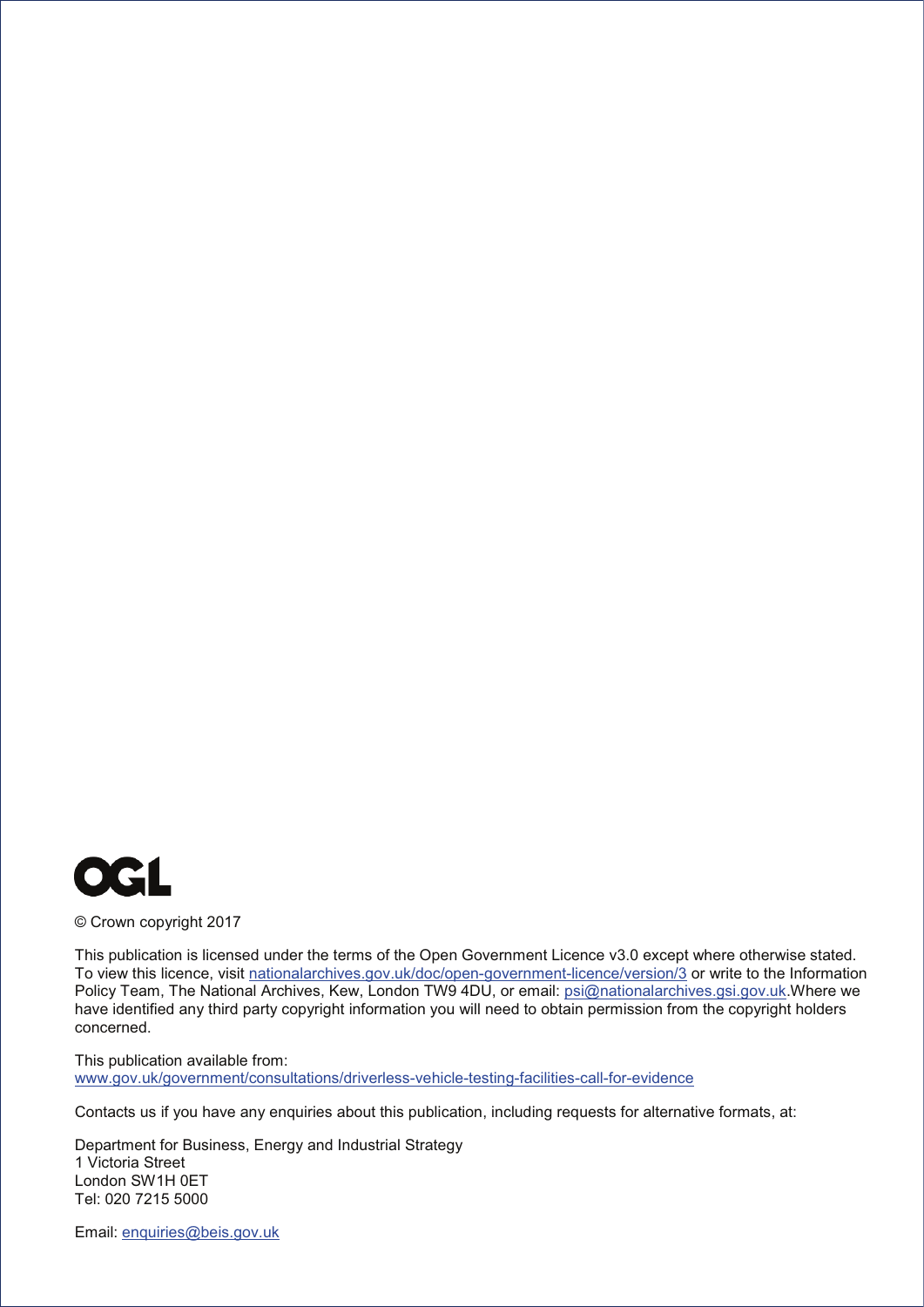OGL

© Crown copyright 2017

This publication is licensed under the terms of the Open Government Licence v3.0 except where otherwise stated. To view this licence, visit nationalarchives.gov.uk/doc/open-government-licence/version/3 or write to the Information Policy Team, The National Archives, Kew, London TW9 4DU, or email: psi@nationalarchives.gsi.gov.uk.Where we have identified any third party copyright information you will need to obtain permission from the copyright holders concerned.

This publication available from:
www.gov.uk/government/consultations/driverless-vehicle-testing-facilities-call-for-evidence

Contacts us if you have any enquiries about this publication, including requests for alternative formats, at:

Department for Business, Energy and Industrial Strategy
1 Victoria Street
London SW1H 0ET
Tel: 020 7215 5000

Email: enquiries@beis.gov.uk